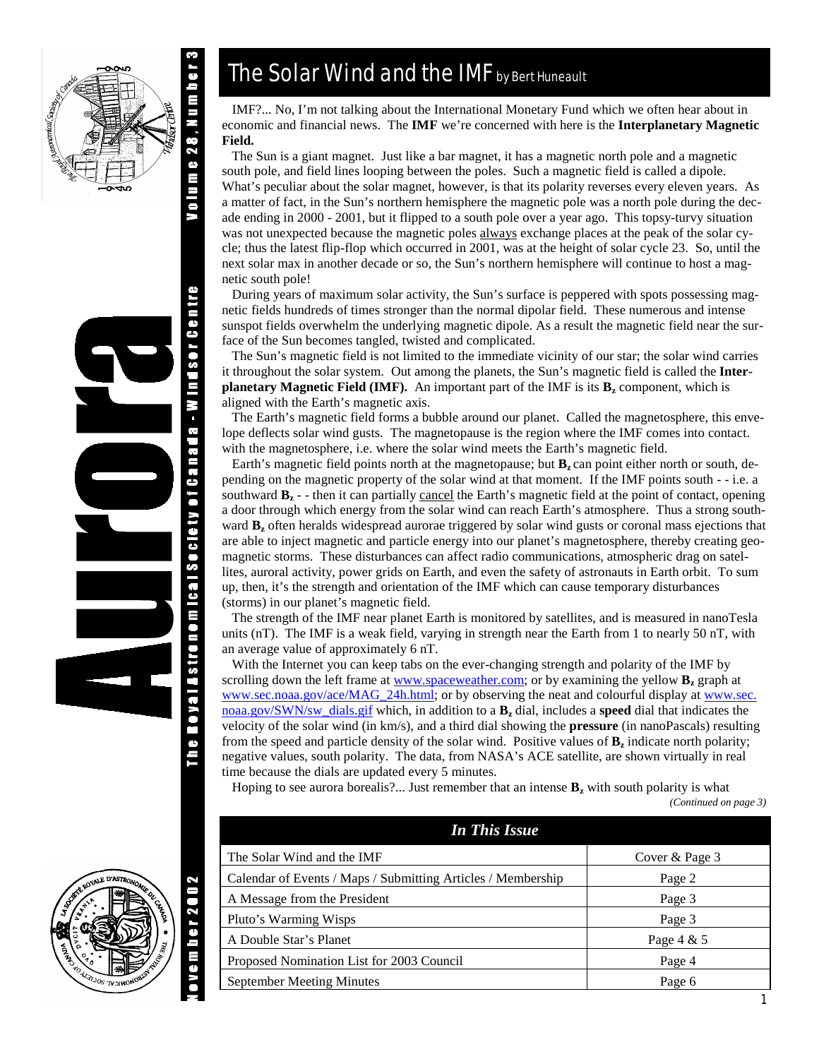# The Solar Wind and the IMF by Bert Huneault

IMF?... No, I'm not talking about the International Monetary Fund which we often hear about in economic and financial news. The **IMF** we're concerned with here is the **Interplanetary Magnetic Field.**

The Sun is a giant magnet. Just like a bar magnet, it has a magnetic north pole and a magnetic south pole, and field lines looping between the poles. Such a magnetic field is called a dipole. What's peculiar about the solar magnet, however, is that its polarity reverses every eleven years. As a matter of fact, in the Sun's northern hemisphere the magnetic pole was a north pole during the decade ending in 2000 - 2001, but it flipped to a south pole over a year ago. This topsy-turvy situation was not unexpected because the magnetic poles always exchange places at the peak of the solar cycle; thus the latest flip-flop which occurred in 2001, was at the height of solar cycle 23. So, until the next solar max in another decade or so, the Sun's northern hemisphere will continue to host a magnetic south pole!

During years of maximum solar activity, the Sun's surface is peppered with spots possessing magnetic fields hundreds of times stronger than the normal dipolar field. These numerous and intense sunspot fields overwhelm the underlying magnetic dipole. As a result the magnetic field near the surface of the Sun becomes tangled, twisted and complicated.

The Sun's magnetic field is not limited to the immediate vicinity of our star; the solar wind carries it throughout the solar system. Out among the planets, the Sun's magnetic field is called the **Interplanetary Magnetic Field (IMF).** An important part of the IMF is its $\mathbf{B_z}$ component, which is aligned with the Earth's magnetic axis.

The Earth's magnetic field forms a bubble around our planet. Called the magnetosphere, this envelope deflects solar wind gusts. The magnetopause is the region where the IMF comes into contact. with the magnetosphere, i.e. where the solar wind meets the Earth's magnetic field.

Earth's magnetic field points north at the magnetopause; but $\mathbf{B_z}$ can point either north or south, depending on the magnetic property of the solar wind at that moment. If the IMF points south - - i.e. a southward $\mathbf{B_z}$ - - then it can partially cancel the Earth's magnetic field at the point of contact, opening a door through which energy from the solar wind can reach Earth's atmosphere. Thus a strong southward $\mathbf{B_z}$ often heralds widespread aurorae triggered by solar wind gusts or coronal mass ejections that are able to inject magnetic and particle energy into our planet's magnetosphere, thereby creating geomagnetic storms. These disturbances can affect radio communications, atmospheric drag on satellites, auroral activity, power grids on Earth, and even the safety of astronauts in Earth orbit. To sum up, then, it's the strength and orientation of the IMF which can cause temporary disturbances (storms) in our planet's magnetic field.

The strength of the IMF near planet Earth is monitored by satellites, and is measured in nanoTesla units (nT). The IMF is a weak field, varying in strength near the Earth from 1 to nearly 50 nT, with an average value of approximately 6 nT.

With the Internet you can keep tabs on the ever-changing strength and polarity of the IMF by scrolling down the left frame at www.spaceweather.com; or by examining the yellow $\mathbf{B_z}$ graph at www.sec.noaa.gov/ace/MAG_24h.html; or by observing the neat and colourful display at www.sec.noaa.gov/SWN/sw_dials.gif which, in addition to a $\mathbf{B_z}$ dial, includes a **speed** dial that indicates the velocity of the solar wind (in km/s), and a third dial showing the **pressure** (in nanoPascals) resulting from the speed and particle density of the solar wind. Positive values of $\mathbf{B_z}$ indicate north polarity; negative values, south polarity. The data, from NASA's ACE satellite, are shown virtually in real time because the dials are updated every 5 minutes.

Hoping to see aurora borealis?... Just remember that an intense $\mathbf{B_z}$ with south polarity is what

*(Continued on page 3)*

| *In This Issue* | |
|---|---|
| The Solar Wind and the IMF | Cover & Page 3 |
| Calendar of Events / Maps / Submitting Articles / Membership | Page 2 |
| A Message from the President | Page 3 |
| Pluto's Warming Wisps | Page 3 |
| A Double Star's Planet | Page 4 & 5 |
| Proposed Nomination List for 2003 Council | Page 4 |
| September Meeting Minutes | Page 6 |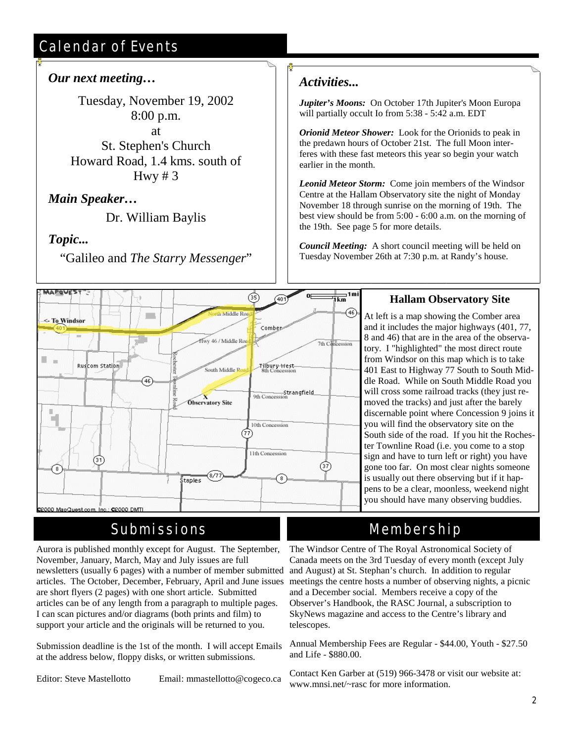## Calendar of Events

### *Our next meeting…*

Tuesday, November 19, 2002
8:00 p.m.
at
St. Stephen's Church
Howard Road, 1.4 kms. south of Hwy # 3

### *Main Speaker…*

Dr. William Baylis

### *Topic...*

"Galileo and *The Starry Messenger*"

### *Activities...*

***Jupiter's Moons:*** On October 17th Jupiter's Moon Europa will partially occult Io from 5:38 - 5:42 a.m. EDT

***Orionid Meteor Shower:*** Look for the Orionids to peak in the predawn hours of October 21st. The full Moon interferes with these fast meteors this year so begin your watch earlier in the month.

***Leonid Meteor Storm:*** Come join members of the Windsor Centre at the Hallam Observatory site the night of Monday November 18 through sunrise on the morning of 19th. The best view should be from 5:00 - 6:00 a.m. on the morning of the 19th. See page 5 for more details.

***Council Meeting:*** A short council meeting will be held on Tuesday November 26th at 7:30 p.m. at Randy's house.

### Hallam Observatory Site

At left is a map showing the Comber area and it includes the major highways (401, 77, 8 and 46) that are in the area of the observatory. I "highlighted" the most direct route from Windsor on this map which is to take 401 East to Highway 77 South to South Middle Road. While on South Middle Road you will cross some railroad tracks (they just removed the tracks) and just after the barely discernable point where Concession 9 joins it you will find the observatory site on the South side of the road. If you hit the Rochester Townline Road (i.e. you come to a stop sign and have to turn left or right) you have gone too far. On most clear nights someone is usually out there observing but if it happens to be a clear, moonless, weekend night you should have many observing buddies.

## Submissions

Aurora is published monthly except for August. The September, November, January, March, May and July issues are full newsletters (usually 6 pages) with a number of member submitted articles. The October, December, February, April and June issues are short flyers (2 pages) with one short article. Submitted articles can be of any length from a paragraph to multiple pages. I can scan pictures and/or diagrams (both prints and film) to support your article and the originals will be returned to you.

Submission deadline is the 1st of the month. I will accept Emails at the address below, floppy disks, or written submissions.

Editor: Steve Mastellotto Email: mmastellotto@cogeco.ca

## Membership

The Windsor Centre of The Royal Astronomical Society of Canada meets on the 3rd Tuesday of every month (except July and August) at St. Stephan's church. In addition to regular meetings the centre hosts a number of observing nights, a picnic and a December social. Members receive a copy of the Observer's Handbook, the RASC Journal, a subscription to SkyNews magazine and access to the Centre's library and telescopes.

Annual Membership Fees are Regular - $44.00, Youth - $27.50 and Life - $880.00.

Contact Ken Garber at (519) 966-3478 or visit our website at: www.mnsi.net/~rasc for more information.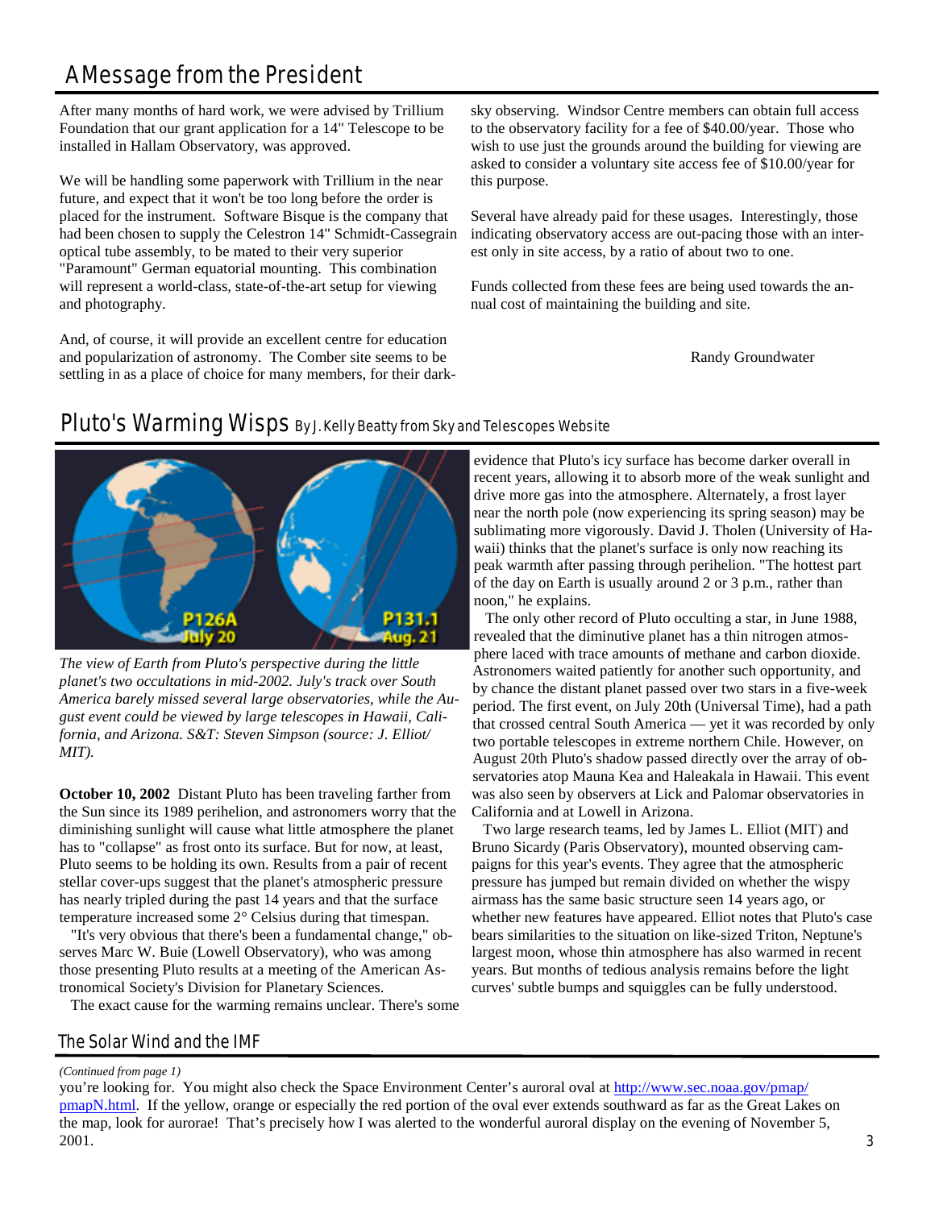# A Message from the President

After many months of hard work, we were advised by Trillium Foundation that our grant application for a 14" Telescope to be installed in Hallam Observatory, was approved.

We will be handling some paperwork with Trillium in the near future, and expect that it won't be too long before the order is placed for the instrument. Software Bisque is the company that had been chosen to supply the Celestron 14" Schmidt-Cassegrain optical tube assembly, to be mated to their very superior "Paramount" German equatorial mounting. This combination will represent a world-class, state-of-the-art setup for viewing and photography.

And, of course, it will provide an excellent centre for education and popularization of astronomy. The Comber site seems to be settling in as a place of choice for many members, for their dark-sky observing. Windsor Centre members can obtain full access to the observatory facility for a fee of $40.00/year. Those who wish to use just the grounds around the building for viewing are asked to consider a voluntary site access fee of $10.00/year for this purpose.

Several have already paid for these usages. Interestingly, those indicating observatory access are out-pacing those with an interest only in site access, by a ratio of about two to one.

Funds collected from these fees are being used towards the annual cost of maintaining the building and site.

Randy Groundwater

# Pluto's Warming Wisps By J. Kelly Beatty from Sky and Telescopes Website

*The view of Earth from Pluto's perspective during the little planet's two occultations in mid-2002. July's track over South America barely missed several large observatories, while the August event could be viewed by large telescopes in Hawaii, California, and Arizona. S&T: Steven Simpson (source: J. Elliot/ MIT).*

**October 10, 2002** Distant Pluto has been traveling farther from the Sun since its 1989 perihelion, and astronomers worry that the diminishing sunlight will cause what little atmosphere the planet has to "collapse" as frost onto its surface. But for now, at least, Pluto seems to be holding its own. Results from a pair of recent stellar cover-ups suggest that the planet's atmospheric pressure has nearly tripled during the past 14 years and that the surface temperature increased some 2° Celsius during that timespan.

"It's very obvious that there's been a fundamental change," observes Marc W. Buie (Lowell Observatory), who was among those presenting Pluto results at a meeting of the American Astronomical Society's Division for Planetary Sciences.

The exact cause for the warming remains unclear. There's some evidence that Pluto's icy surface has become darker overall in recent years, allowing it to absorb more of the weak sunlight and drive more gas into the atmosphere. Alternately, a frost layer near the north pole (now experiencing its spring season) may be sublimating more vigorously. David J. Tholen (University of Hawaii) thinks that the planet's surface is only now reaching its peak warmth after passing through perihelion. "The hottest part of the day on Earth is usually around 2 or 3 p.m., rather than noon," he explains.

The only other record of Pluto occulting a star, in June 1988, revealed that the diminutive planet has a thin nitrogen atmosphere laced with trace amounts of methane and carbon dioxide. Astronomers waited patiently for another such opportunity, and by chance the distant planet passed over two stars in a five-week period. The first event, on July 20th (Universal Time), had a path that crossed central South America — yet it was recorded by only two portable telescopes in extreme northern Chile. However, on August 20th Pluto's shadow passed directly over the array of observatories atop Mauna Kea and Haleakala in Hawaii. This event was also seen by observers at Lick and Palomar observatories in California and at Lowell in Arizona.

Two large research teams, led by James L. Elliot (MIT) and Bruno Sicardy (Paris Observatory), mounted observing campaigns for this year's events. They agree that the atmospheric pressure has jumped but remain divided on whether the wispy airmass has the same basic structure seen 14 years ago, or whether new features have appeared. Elliot notes that Pluto's case bears similarities to the situation on like-sized Triton, Neptune's largest moon, whose thin atmosphere has also warmed in recent years. But months of tedious analysis remains before the light curves' subtle bumps and squiggles can be fully understood.

# The Solar Wind and the IMF

*(Continued from page 1)*

you're looking for. You might also check the Space Environment Center's auroral oval at [http://www.sec.noaa.gov/pmap/pmapN.html](http://www.sec.noaa.gov/pmap/pmapN.html). If the yellow, orange or especially the red portion of the oval ever extends southward as far as the Great Lakes on the map, look for aurorae! That's precisely how I was alerted to the wonderful auroral display on the evening of November 5, 2001.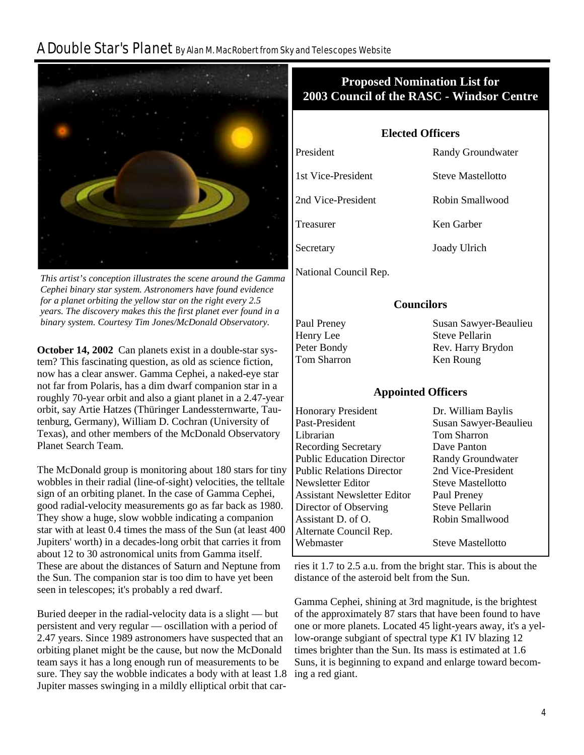# A Double Star's Planet By Alan M. MacRobert from Sky and Telescopes Website

*This artist's conception illustrates the scene around the Gamma Cephei binary star system. Astronomers have found evidence for a planet orbiting the yellow star on the right every 2.5 years. The discovery makes this the first planet ever found in a binary system. Courtesy Tim Jones/McDonald Observatory.*

**October 14, 2002** Can planets exist in a double-star system? This fascinating question, as old as science fiction, now has a clear answer. Gamma Cephei, a naked-eye star not far from Polaris, has a dim dwarf companion star in a roughly 70-year orbit and also a giant planet in a 2.47-year orbit, say Artie Hatzes (Thüringer Landessternwarte, Tautenburg, Germany), William D. Cochran (University of Texas), and other members of the McDonald Observatory Planet Search Team.

The McDonald group is monitoring about 180 stars for tiny wobbles in their radial (line-of-sight) velocities, the telltale sign of an orbiting planet. In the case of Gamma Cephei, good radial-velocity measurements go as far back as 1980. They show a huge, slow wobble indicating a companion star with at least 0.4 times the mass of the Sun (at least 400 Jupiters' worth) in a decades-long orbit that carries it from about 12 to 30 astronomical units from Gamma itself. These are about the distances of Saturn and Neptune from the Sun. The companion star is too dim to have yet been seen in telescopes; it's probably a red dwarf.

Buried deeper in the radial-velocity data is a slight — but persistent and very regular — oscillation with a period of 2.47 years. Since 1989 astronomers have suspected that an orbiting planet might be the cause, but now the McDonald team says it has a long enough run of measurements to be sure. They say the wobble indicates a body with at least 1.8 Jupiter masses swinging in a mildly elliptical orbit that carries it 1.7 to 2.5 a.u. from the bright star. This is about the distance of the asteroid belt from the Sun.

Gamma Cephei, shining at 3rd magnitude, is the brightest of the approximately 87 stars that have been found to have one or more planets. Located 45 light-years away, it's a yellow-orange subgiant of spectral type *K*1 IV blazing 12 times brighter than the Sun. Its mass is estimated at 1.6 Suns, it is beginning to expand and enlarge toward becoming a red giant.

## Proposed Nomination List for 2003 Council of the RASC - Windsor Centre

### Elected Officers

| | |
|---|---|
| President | Randy Groundwater |
| 1st Vice-President | Steve Mastellotto |
| 2nd Vice-President | Robin Smallwood |
| Treasurer | Ken Garber |
| Secretary | Joady Ulrich |
| National Council Rep. | |

### Councilors

| | |
|---|---|
| Paul Preney | Susan Sawyer-Beaulieu |
| Henry Lee | Steve Pellarin |
| Peter Bondy | Rev. Harry Brydon |
| Tom Sharron | Ken Roung |

### Appointed Officers

| | |
|---|---|
| Honorary President | Dr. William Baylis |
| Past-President | Susan Sawyer-Beaulieu |
| Librarian | Tom Sharron |
| Recording Secretary | Dave Panton |
| Public Education Director | Randy Groundwater |
| Public Relations Director | 2nd Vice-President |
| Newsletter Editor | Steve Mastellotto |
| Assistant Newsletter Editor | Paul Preney |
| Director of Observing | Steve Pellarin |
| Assistant D. of O. | Robin Smallwood |
| Alternate Council Rep. | |
| Webmaster | Steve Mastellotto |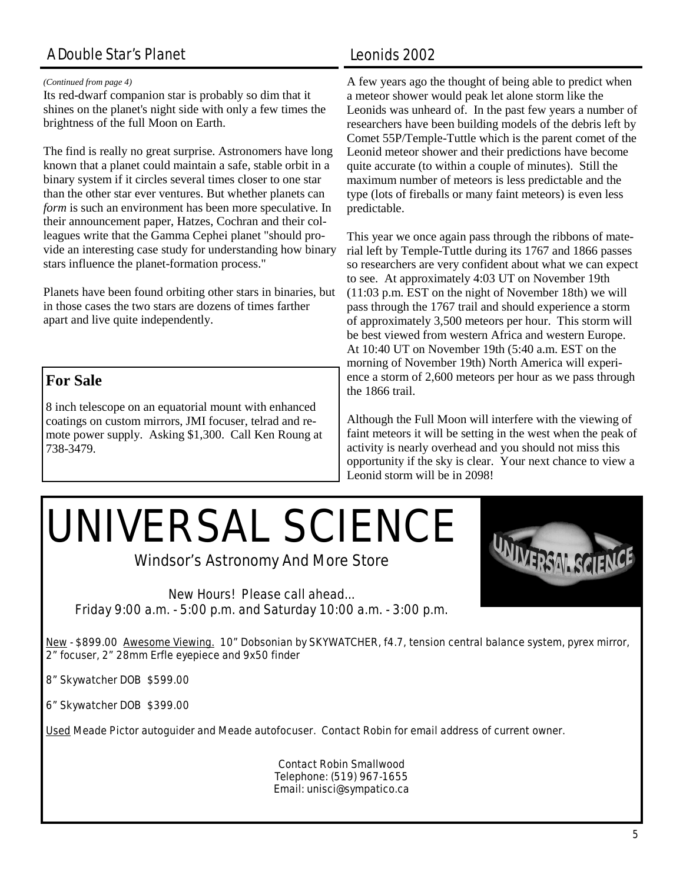## A Double Star's Planet

*(Continued from page 4)*

Its red-dwarf companion star is probably so dim that it shines on the planet's night side with only a few times the brightness of the full Moon on Earth.

The find is really no great surprise. Astronomers have long known that a planet could maintain a safe, stable orbit in a binary system if it circles several times closer to one star than the other star ever ventures. But whether planets can *form* is such an environment has been more speculative. In their announcement paper, Hatzes, Cochran and their colleagues write that the Gamma Cephei planet "should provide an interesting case study for understanding how binary stars influence the planet-formation process."

Planets have been found orbiting other stars in binaries, but in those cases the two stars are dozens of times farther apart and live quite independently.

### For Sale

8 inch telescope on an equatorial mount with enhanced coatings on custom mirrors, JMI focuser, telrad and remote power supply. Asking $1,300. Call Ken Roung at 738-3479.

## Leonids 2002

A few years ago the thought of being able to predict when a meteor shower would peak let alone storm like the Leonids was unheard of. In the past few years a number of researchers have been building models of the debris left by Comet 55P/Temple-Tuttle which is the parent comet of the Leonid meteor shower and their predictions have become quite accurate (to within a couple of minutes). Still the maximum number of meteors is less predictable and the type (lots of fireballs or many faint meteors) is even less predictable.

This year we once again pass through the ribbons of material left by Temple-Tuttle during its 1767 and 1866 passes so researchers are very confident about what we can expect to see. At approximately 4:03 UT on November 19th (11:03 p.m. EST on the night of November 18th) we will pass through the 1767 trail and should experience a storm of approximately 3,500 meteors per hour. This storm will be best viewed from western Africa and western Europe. At 10:40 UT on November 19th (5:40 a.m. EST on the morning of November 19th) North America will experience a storm of 2,600 meteors per hour as we pass through the 1866 trail.

Although the Full Moon will interfere with the viewing of faint meteors it will be setting in the west when the peak of activity is nearly overhead and you should not miss this opportunity if the sky is clear. Your next chance to view a Leonid storm will be in 2098!

# UNIVERSAL SCIENCE

Windsor's Astronomy And More Store

New Hours! Please call ahead...
Friday 9:00 a.m. - 5:00 p.m. and Saturday 10:00 a.m. - 3:00 p.m.

New - $899.00 Awesome Viewing. 10" Dobsonian by SKYWATCHER, f4.7, tension central balance system, pyrex mirror, 2" focuser, 2" 28mm Erfle eyepiece and 9x50 finder

8" Skywatcher DOB $599.00

6" Skywatcher DOB $399.00

Used Meade Pictor autoguider and Meade autofocuser. Contact Robin for email address of current owner.

Contact Robin Smallwood
Telephone: (519) 967-1655
Email: unisci@sympatico.ca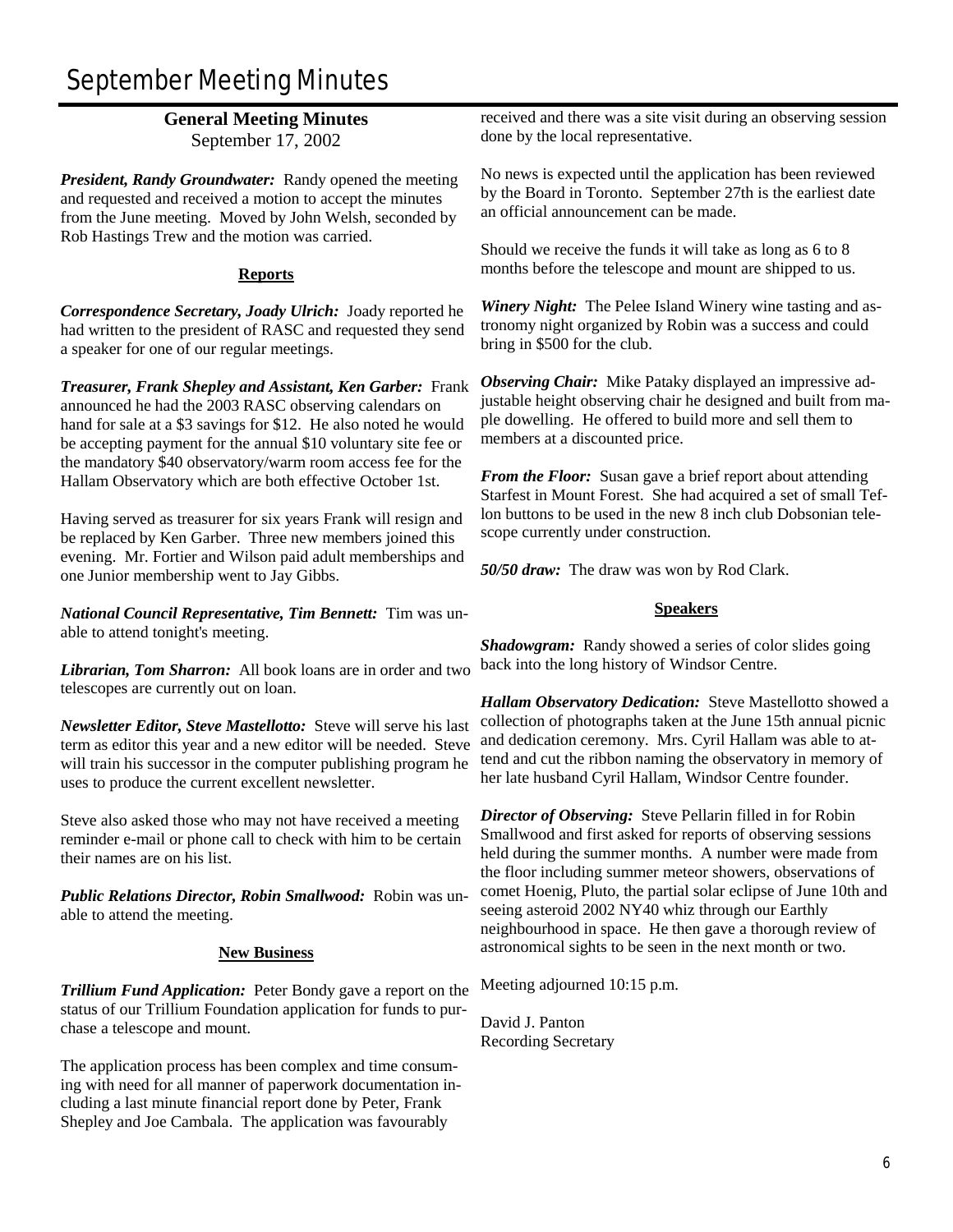# September Meeting Minutes

## General Meeting Minutes

September 17, 2002

***President, Randy Groundwater:*** Randy opened the meeting and requested and received a motion to accept the minutes from the June meeting. Moved by John Welsh, seconded by Rob Hastings Trew and the motion was carried.

### Reports

***Correspondence Secretary, Joady Ulrich:*** Joady reported he had written to the president of RASC and requested they send a speaker for one of our regular meetings.

***Treasurer, Frank Shepley and Assistant, Ken Garber:*** Frank announced he had the 2003 RASC observing calendars on hand for sale at a $3 savings for $12. He also noted he would be accepting payment for the annual $10 voluntary site fee or the mandatory $40 observatory/warm room access fee for the Hallam Observatory which are both effective October 1st.

Having served as treasurer for six years Frank will resign and be replaced by Ken Garber. Three new members joined this evening. Mr. Fortier and Wilson paid adult memberships and one Junior membership went to Jay Gibbs.

***National Council Representative, Tim Bennett:*** Tim was unable to attend tonight's meeting.

***Librarian, Tom Sharron:*** All book loans are in order and two telescopes are currently out on loan.

***Newsletter Editor, Steve Mastellotto:*** Steve will serve his last term as editor this year and a new editor will be needed. Steve will train his successor in the computer publishing program he uses to produce the current excellent newsletter.

Steve also asked those who may not have received a meeting reminder e-mail or phone call to check with him to be certain their names are on his list.

***Public Relations Director, Robin Smallwood:*** Robin was unable to attend the meeting.

### New Business

***Trillium Fund Application:*** Peter Bondy gave a report on the status of our Trillium Foundation application for funds to purchase a telescope and mount.

The application process has been complex and time consuming with need for all manner of paperwork documentation including a last minute financial report done by Peter, Frank Shepley and Joe Cambala. The application was favourably received and there was a site visit during an observing session done by the local representative.

No news is expected until the application has been reviewed by the Board in Toronto. September 27th is the earliest date an official announcement can be made.

Should we receive the funds it will take as long as 6 to 8 months before the telescope and mount are shipped to us.

***Winery Night:*** The Pelee Island Winery wine tasting and astronomy night organized by Robin was a success and could bring in $500 for the club.

***Observing Chair:*** Mike Pataky displayed an impressive adjustable height observing chair he designed and built from maple dowelling. He offered to build more and sell them to members at a discounted price.

***From the Floor:*** Susan gave a brief report about attending Starfest in Mount Forest. She had acquired a set of small Teflon buttons to be used in the new 8 inch club Dobsonian telescope currently under construction.

***50/50 draw:*** The draw was won by Rod Clark.

### Speakers

***Shadowgram:*** Randy showed a series of color slides going back into the long history of Windsor Centre.

***Hallam Observatory Dedication:*** Steve Mastellotto showed a collection of photographs taken at the June 15th annual picnic and dedication ceremony. Mrs. Cyril Hallam was able to attend and cut the ribbon naming the observatory in memory of her late husband Cyril Hallam, Windsor Centre founder.

***Director of Observing:*** Steve Pellarin filled in for Robin Smallwood and first asked for reports of observing sessions held during the summer months. A number were made from the floor including summer meteor showers, observations of comet Hoenig, Pluto, the partial solar eclipse of June 10th and seeing asteroid 2002 NY40 whiz through our Earthly neighbourhood in space. He then gave a thorough review of astronomical sights to be seen in the next month or two.

Meeting adjourned 10:15 p.m.

David J. Panton
Recording Secretary